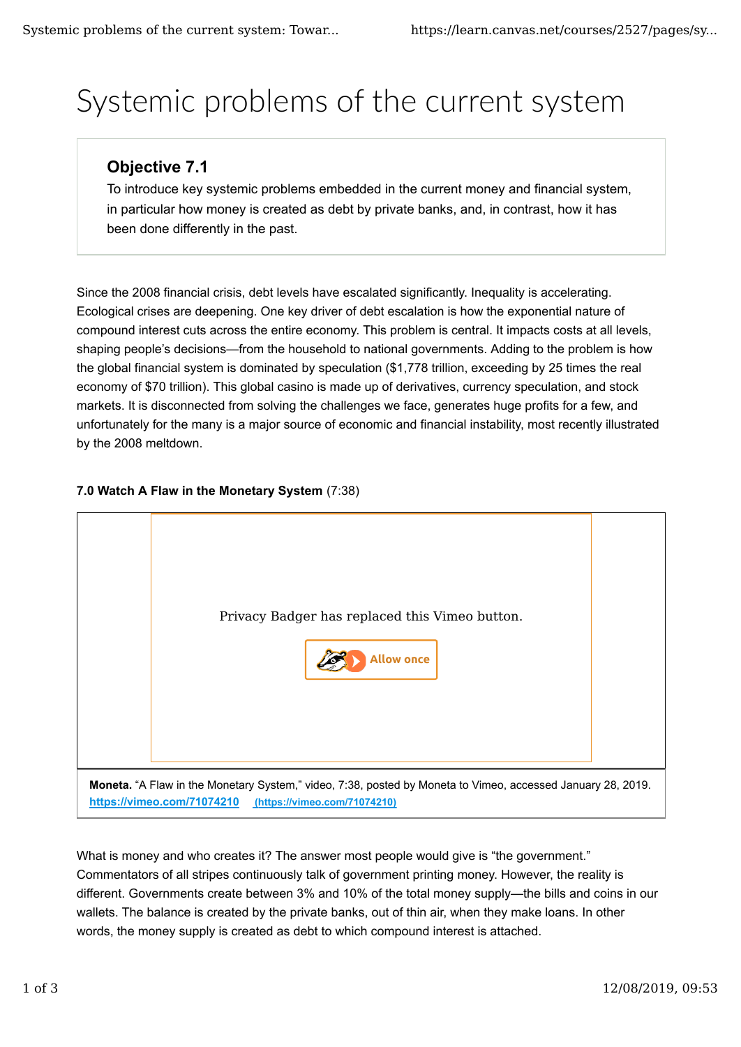# Systemic problems of the current system

### Objective 7.1

To introduce key systemic problems embedded in the current money and financial system, in particular how money is created as debt by private banks, and, in contrast, how it has been done differently in the past.

Since the 2008 financial crisis, debt levels have escalated significantly. Inequality is accelerating. Ecological crises are deepening. One key driver of debt escalation is how the exponential nature of compound interest cuts across the entire economy. This problem is central. It impacts costs at all levels, shaping people's decisions—from the household to national governments. Adding to the problem is how the global financial system is dominated by speculation ($1,778 trillion, exceeding by 25 times the real economy of $70 trillion). This global casino is made up of derivatives, currency speculation, and stock markets. It is disconnected from solving the challenges we face, generates huge profits for a few, and unfortunately for the many is a major source of economic and financial instability, most recently illustrated by the 2008 meltdown.

**7.0 Watch A Flaw in the Monetary System** (7:38)

Privacy Badger has replaced this Vimeo button.

Allow once

**Moneta.** "A Flaw in the Monetary System," video, 7:38, posted by Moneta to Vimeo, accessed January 28, 2019. **https://vimeo.com/71074210** (https://vimeo.com/71074210)

What is money and who creates it? The answer most people would give is "the government." Commentators of all stripes continuously talk of government printing money. However, the reality is different. Governments create between 3% and 10% of the total money supply—the bills and coins in our wallets. The balance is created by the private banks, out of thin air, when they make loans. In other words, the money supply is created as debt to which compound interest is attached.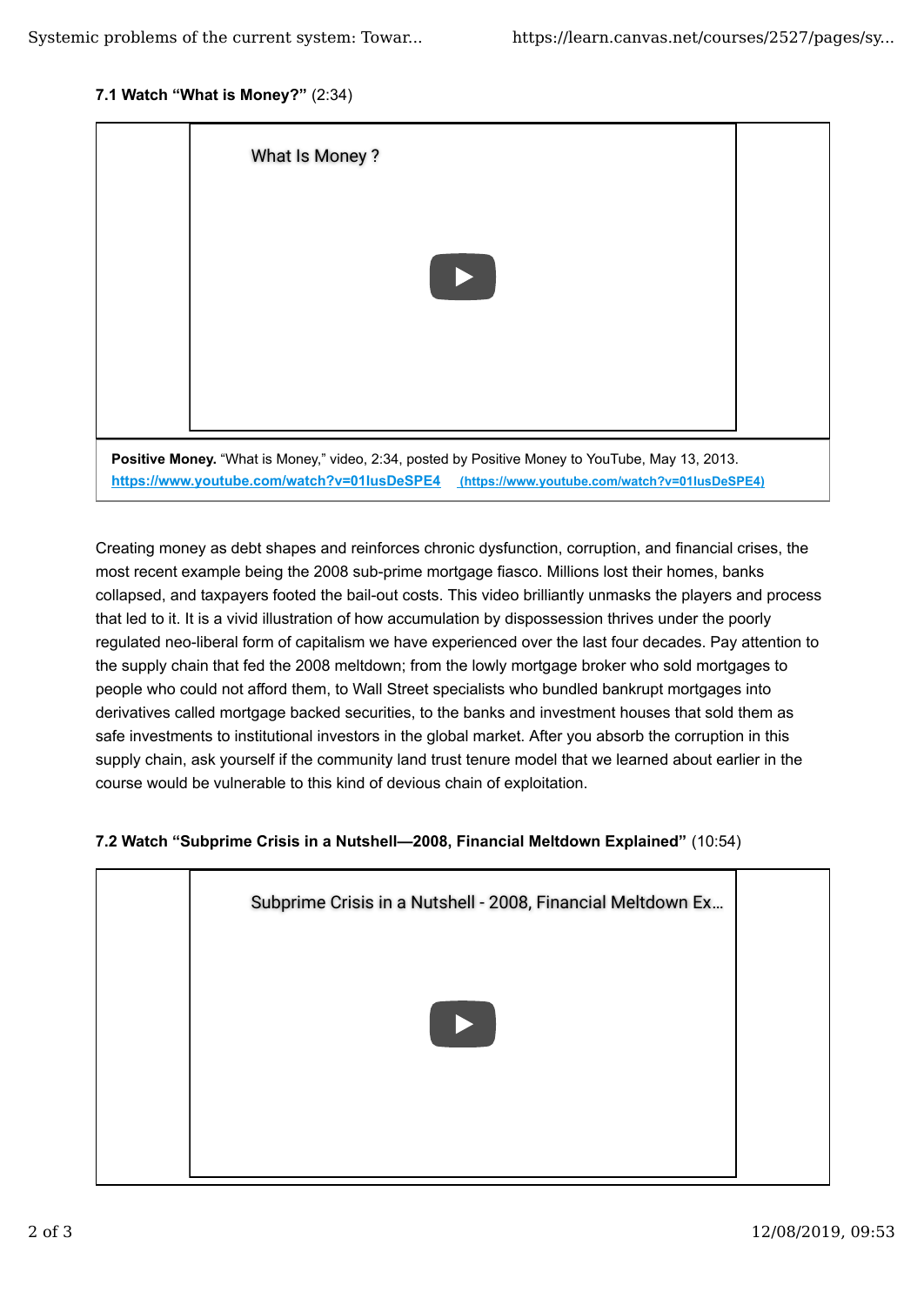**7.1 Watch "What is Money?"** (2:34)

What Is Money ?

**Positive Money.** "What is Money," video, 2:34, posted by Positive Money to YouTube, May 13, 2013. https://www.youtube.com/watch?v=01lusDeSPE4 (https://www.youtube.com/watch?v=01lusDeSPE4)

Creating money as debt shapes and reinforces chronic dysfunction, corruption, and financial crises, the most recent example being the 2008 sub-prime mortgage fiasco. Millions lost their homes, banks collapsed, and taxpayers footed the bail-out costs. This video brilliantly unmasks the players and process that led to it. It is a vivid illustration of how accumulation by dispossession thrives under the poorly regulated neo-liberal form of capitalism we have experienced over the last four decades. Pay attention to the supply chain that fed the 2008 meltdown; from the lowly mortgage broker who sold mortgages to people who could not afford them, to Wall Street specialists who bundled bankrupt mortgages into derivatives called mortgage backed securities, to the banks and investment houses that sold them as safe investments to institutional investors in the global market. After you absorb the corruption in this supply chain, ask yourself if the community land trust tenure model that we learned about earlier in the course would be vulnerable to this kind of devious chain of exploitation.

**7.2 Watch "Subprime Crisis in a Nutshell—2008, Financial Meltdown Explained"** (10:54)

Subprime Crisis in a Nutshell - 2008, Financial Meltdown Ex...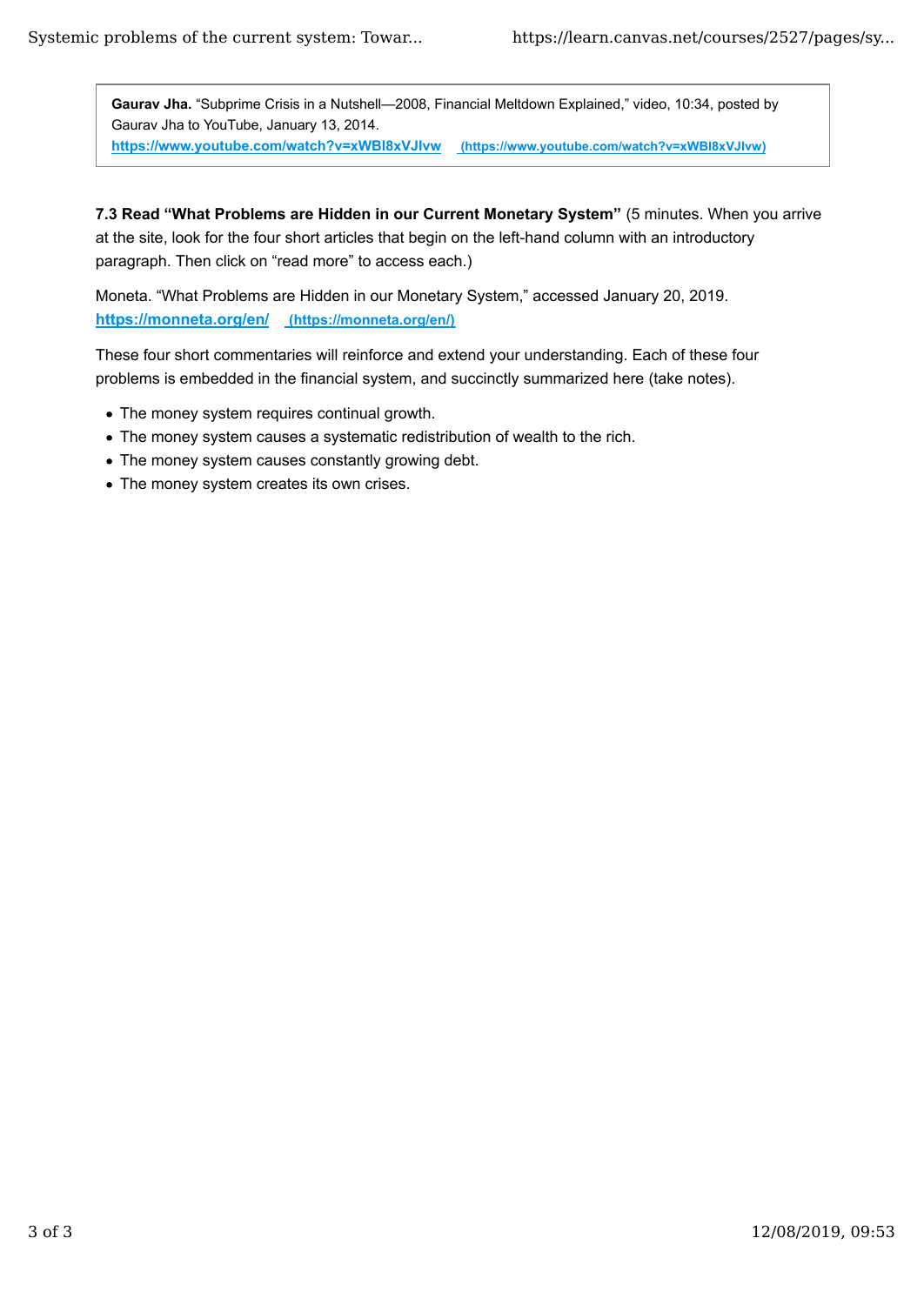**Gaurav Jha.** “Subprime Crisis in a Nutshell—2008, Financial Meltdown Explained,” video, 10:34, posted by Gaurav Jha to YouTube, January 13, 2014.
**https://www.youtube.com/watch?v=xWBI8xVJlvw** (https://www.youtube.com/watch?v=xWBI8xVJlvw)

**7.3 Read “What Problems are Hidden in our Current Monetary System”** (5 minutes. When you arrive at the site, look for the four short articles that begin on the left-hand column with an introductory paragraph. Then click on “read more” to access each.)

Moneta. “What Problems are Hidden in our Monetary System,” accessed January 20, 2019.
**https://monneta.org/en/** (https://monneta.org/en/)

These four short commentaries will reinforce and extend your understanding. Each of these four problems is embedded in the financial system, and succinctly summarized here (take notes).

- The money system requires continual growth.
- The money system causes a systematic redistribution of wealth to the rich.
- The money system causes constantly growing debt.
- The money system creates its own crises.